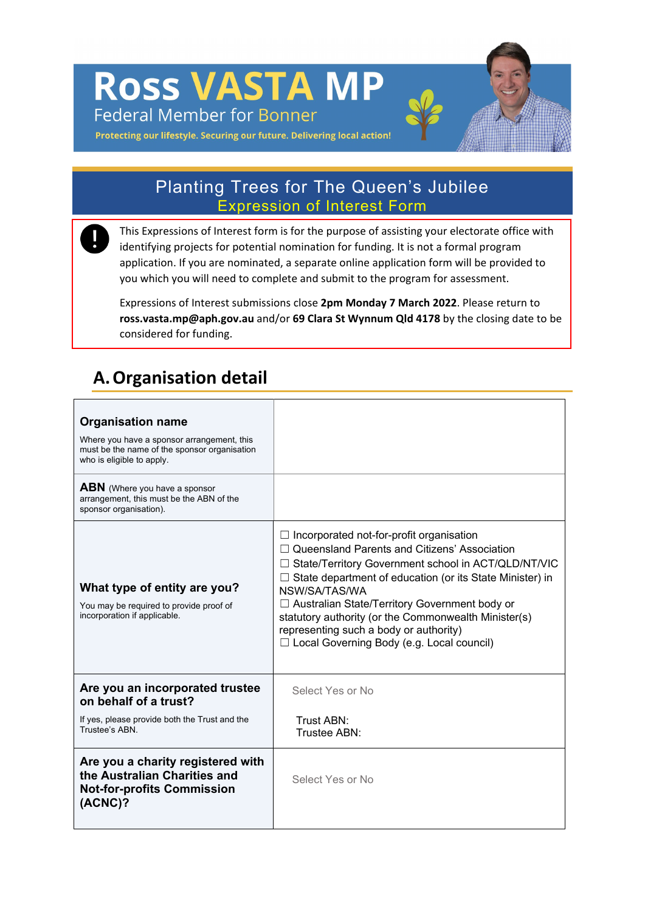# Ross VASTA MP

Federal Member for Bonner

**Protecting our lifestyle. Securing our future. Delivering local action!**

## Planting Trees for The Queen's Jubilee

### Expression of Interest Form

This Expressions of Interest form is for the purpose of assisting your electorate office with identifying projects for potential nomination for funding. It is not a formal program application. If you are nominated, a separate online application form will be provided to you which you will need to complete and submit to the program for assessment.

Expressions of Interest submissions close **2pm Monday 7 March 2022**. Please return to **ross.vasta.mp@aph.gov.au** and/or **69 Clara St Wynnum Qld 4178** by the closing date to be considered for funding.

## A. Organisation detail

| | |
|---|---|
| **Organisation name**<br>Where you have a sponsor arrangement, this must be the name of the sponsor organisation who is eligible to apply. | |
| **ABN** (Where you have a sponsor arrangement, this must be the ABN of the sponsor organisation). | |
| **What type of entity are you?**<br>You may be required to provide proof of incorporation if applicable. | ☐ Incorporated not-for-profit organisation<br>☐ Queensland Parents and Citizens' Association<br>☐ State/Territory Government school in ACT/QLD/NT/VIC<br>☐ State department of education (or its State Minister) in NSW/SA/TAS/WA<br>☐ Australian State/Territory Government body or statutory authority (or the Commonwealth Minister(s) representing such a body or authority)<br>☐ Local Governing Body (e.g. Local council) |
| **Are you an incorporated trustee on behalf of a trust?**<br>If yes, please provide both the Trust and the Trustee's ABN. | Select Yes or No<br>Trust ABN:<br>Trustee ABN: |
| **Are you a charity registered with the Australian Charities and Not-for-profits Commission (ACNC)?** | Select Yes or No |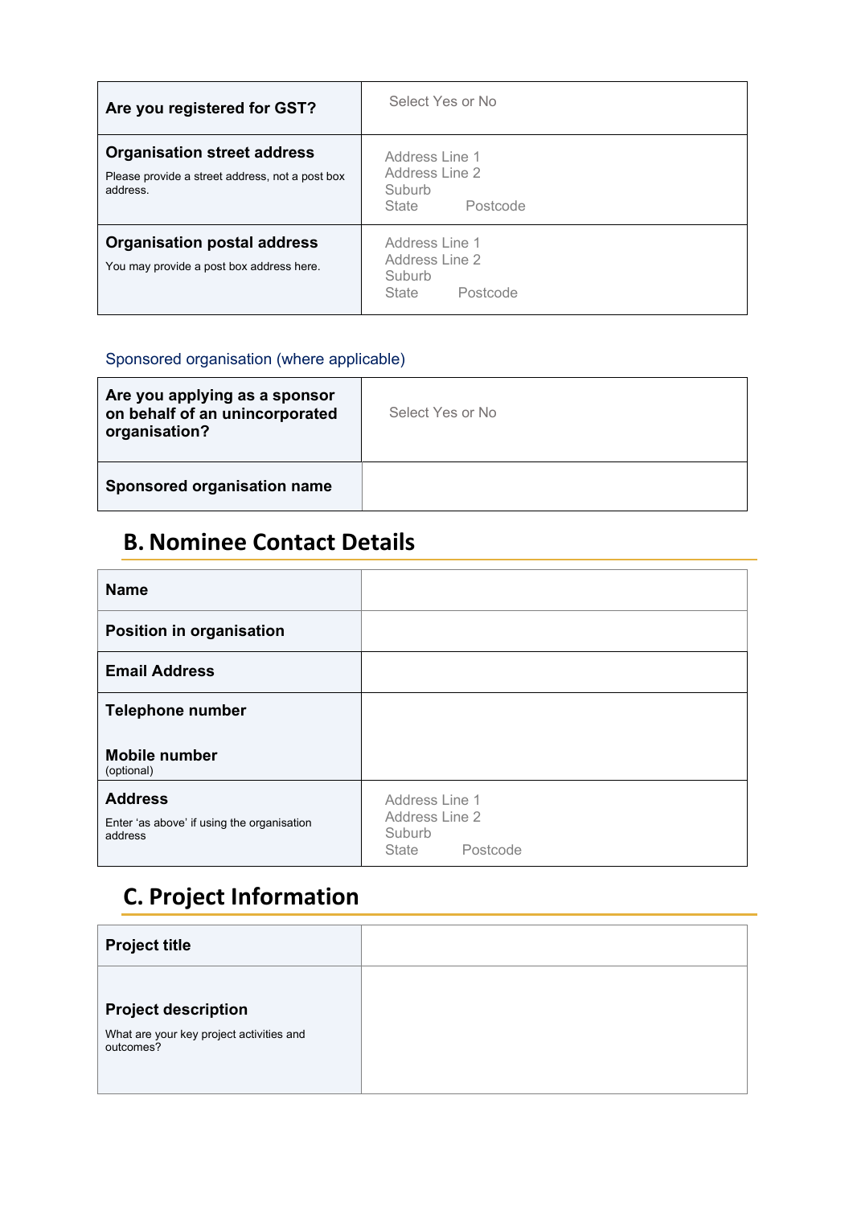| | |
|---|---|
| **Are you registered for GST?** | Select Yes or No |
| **Organisation street address**<br>Please provide a street address, not a post box address. | Address Line 1<br>Address Line 2<br>Suburb<br>State Postcode |
| **Organisation postal address**<br>You may provide a post box address here. | Address Line 1<br>Address Line 2<br>Suburb<br>State Postcode |

### Sponsored organisation (where applicable)

| | |
|---|---|
| **Are you applying as a sponsor on behalf of an unincorporated organisation?** | Select Yes or No |
| **Sponsored organisation name** | |

## B. Nominee Contact Details

| | |
|---|---|
| **Name** | |
| **Position in organisation** | |
| **Email Address** | |
| **Telephone number**<br><br>**Mobile number**<br>(optional) | |
| **Address**<br>Enter 'as above' if using the organisation address | Address Line 1<br>Address Line 2<br>Suburb<br>State Postcode |

## C. Project Information

| | |
|---|---|
| **Project title** | |
| **Project description**<br>What are your key project activities and outcomes? | |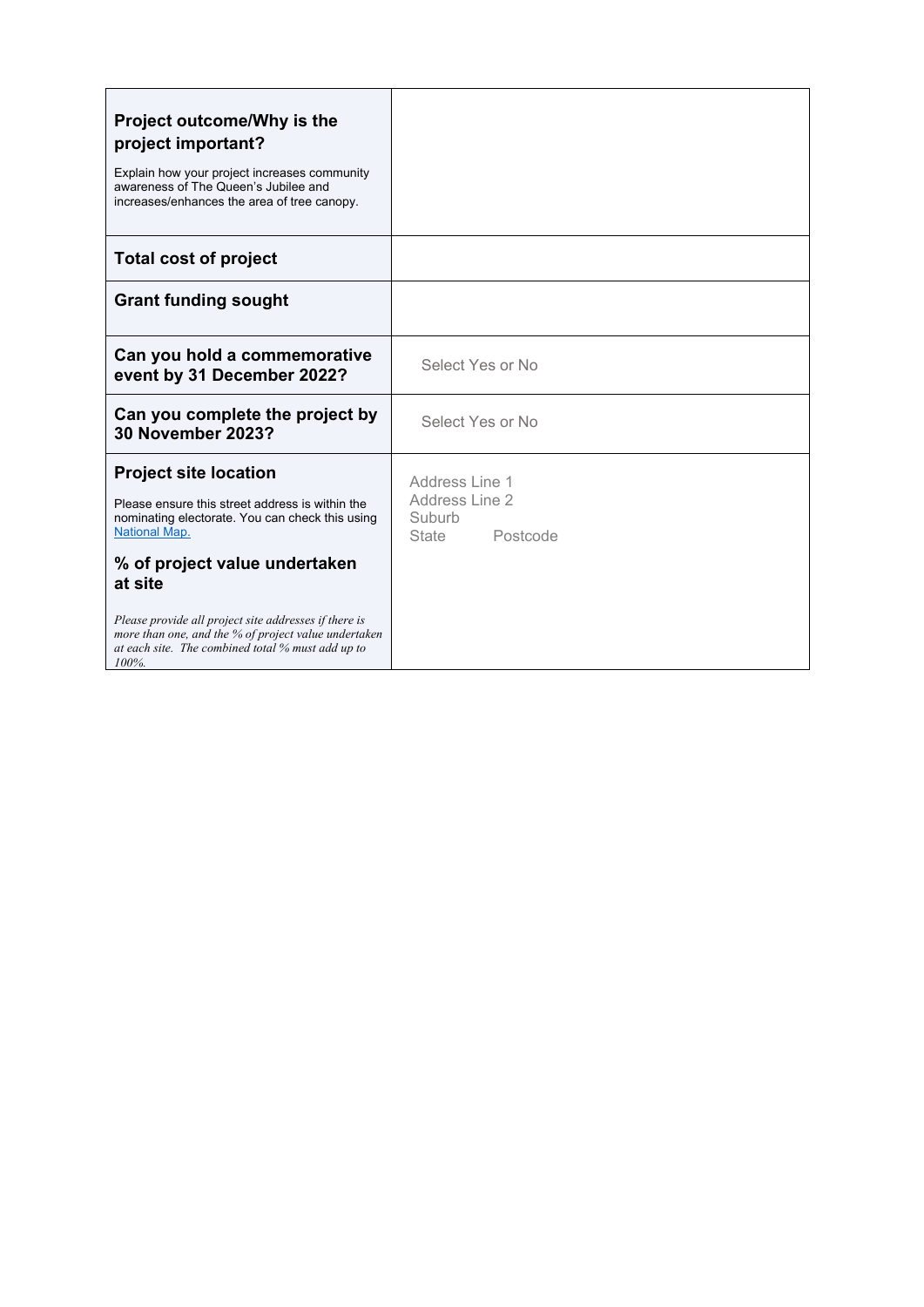| | |
|---|---|
| **Project outcome/Why is the project important?**<br><br>Explain how your project increases community awareness of The Queen's Jubilee and increases/enhances the area of tree canopy. | |
| **Total cost of project** | |
| **Grant funding sought** | |
| **Can you hold a commemorative event by 31 December 2022?** | Select Yes or No |
| **Can you complete the project by 30 November 2023?** | Select Yes or No |
| **Project site location**<br><br>Please ensure this street address is within the nominating electorate. You can check this using [National Map.](National Map.)<br><br>**% of project value undertaken at site**<br><br>*Please provide all project site addresses if there is more than one, and the % of project value undertaken at each site. The combined total % must add up to 100%.* | Address Line 1<br>Address Line 2<br>Suburb<br>State Postcode |